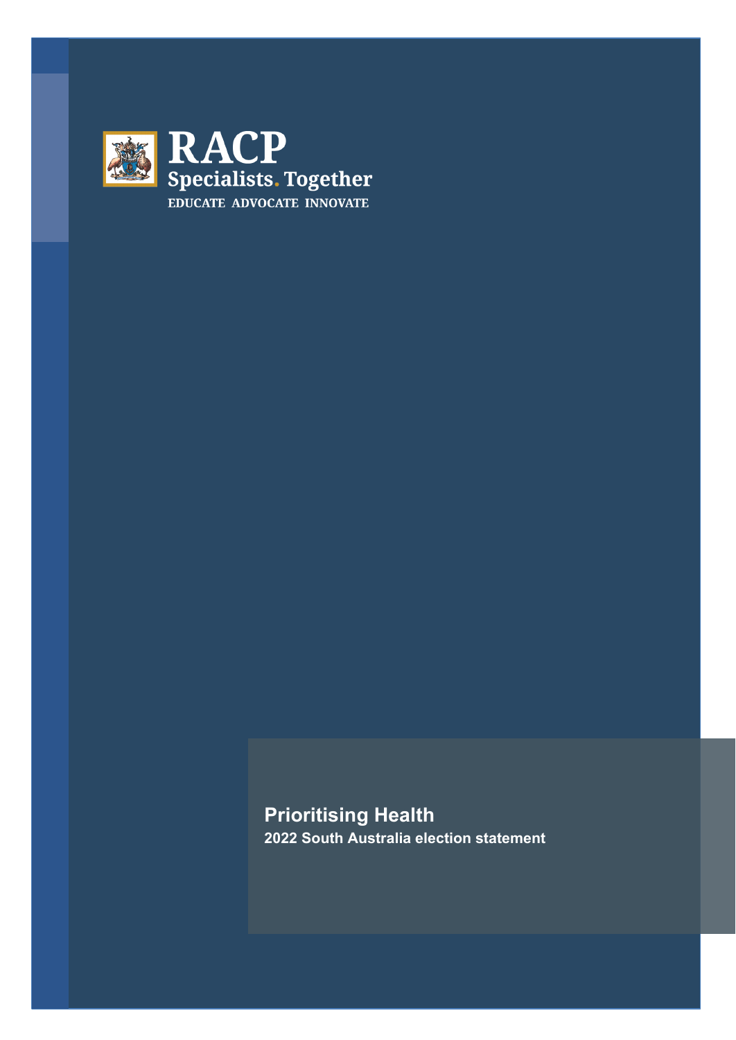RACP

Specialists. Together

EDUCATE ADVOCATE INNOVATE

# Prioritising Health

## 2022 South Australia election statement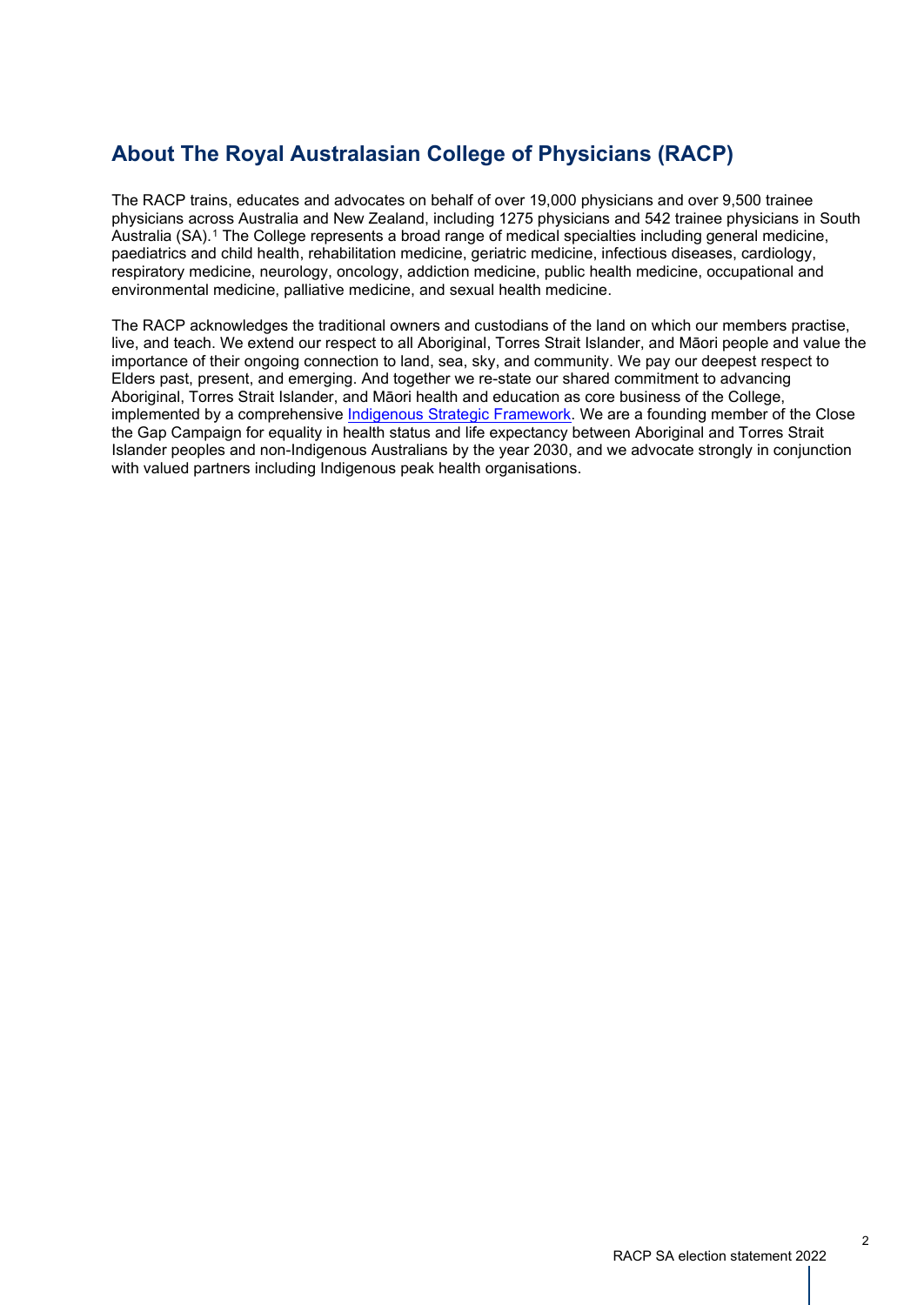## About The Royal Australasian College of Physicians (RACP)

The RACP trains, educates and advocates on behalf of over 19,000 physicians and over 9,500 trainee physicians across Australia and New Zealand, including 1275 physicians and 542 trainee physicians in South Australia (SA).[1] The College represents a broad range of medical specialties including general medicine, paediatrics and child health, rehabilitation medicine, geriatric medicine, infectious diseases, cardiology, respiratory medicine, neurology, oncology, addiction medicine, public health medicine, occupational and environmental medicine, palliative medicine, and sexual health medicine.

The RACP acknowledges the traditional owners and custodians of the land on which our members practise, live, and teach. We extend our respect to all Aboriginal, Torres Strait Islander, and Māori people and value the importance of their ongoing connection to land, sea, sky, and community. We pay our deepest respect to Elders past, present, and emerging. And together we re-state our shared commitment to advancing Aboriginal, Torres Strait Islander, and Māori health and education as core business of the College, implemented by a comprehensive Indigenous Strategic Framework. We are a founding member of the Close the Gap Campaign for equality in health status and life expectancy between Aboriginal and Torres Strait Islander peoples and non-Indigenous Australians by the year 2030, and we advocate strongly in conjunction with valued partners including Indigenous peak health organisations.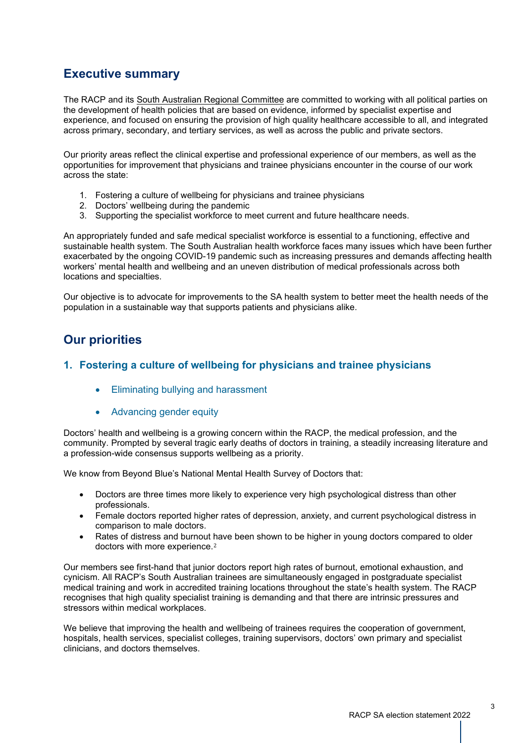## Executive summary

The RACP and its South Australian Regional Committee are committed to working with all political parties on the development of health policies that are based on evidence, informed by specialist expertise and experience, and focused on ensuring the provision of high quality healthcare accessible to all, and integrated across primary, secondary, and tertiary services, as well as across the public and private sectors.

Our priority areas reflect the clinical expertise and professional experience of our members, as well as the opportunities for improvement that physicians and trainee physicians encounter in the course of our work across the state:

1. Fostering a culture of wellbeing for physicians and trainee physicians
2. Doctors' wellbeing during the pandemic
3. Supporting the specialist workforce to meet current and future healthcare needs.

An appropriately funded and safe medical specialist workforce is essential to a functioning, effective and sustainable health system. The South Australian health workforce faces many issues which have been further exacerbated by the ongoing COVID-19 pandemic such as increasing pressures and demands affecting health workers' mental health and wellbeing and an uneven distribution of medical professionals across both locations and specialties.

Our objective is to advocate for improvements to the SA health system to better meet the health needs of the population in a sustainable way that supports patients and physicians alike.

## Our priorities

### 1. Fostering a culture of wellbeing for physicians and trainee physicians

- Eliminating bullying and harassment
- Advancing gender equity

Doctors' health and wellbeing is a growing concern within the RACP, the medical profession, and the community. Prompted by several tragic early deaths of doctors in training, a steadily increasing literature and a profession-wide consensus supports wellbeing as a priority.

We know from Beyond Blue's National Mental Health Survey of Doctors that:

- Doctors are three times more likely to experience very high psychological distress than other professionals.
- Female doctors reported higher rates of depression, anxiety, and current psychological distress in comparison to male doctors.
- Rates of distress and burnout have been shown to be higher in young doctors compared to older doctors with more experience.[2]

Our members see first-hand that junior doctors report high rates of burnout, emotional exhaustion, and cynicism. All RACP's South Australian trainees are simultaneously engaged in postgraduate specialist medical training and work in accredited training locations throughout the state's health system. The RACP recognises that high quality specialist training is demanding and that there are intrinsic pressures and stressors within medical workplaces.

We believe that improving the health and wellbeing of trainees requires the cooperation of government, hospitals, health services, specialist colleges, training supervisors, doctors' own primary and specialist clinicians, and doctors themselves.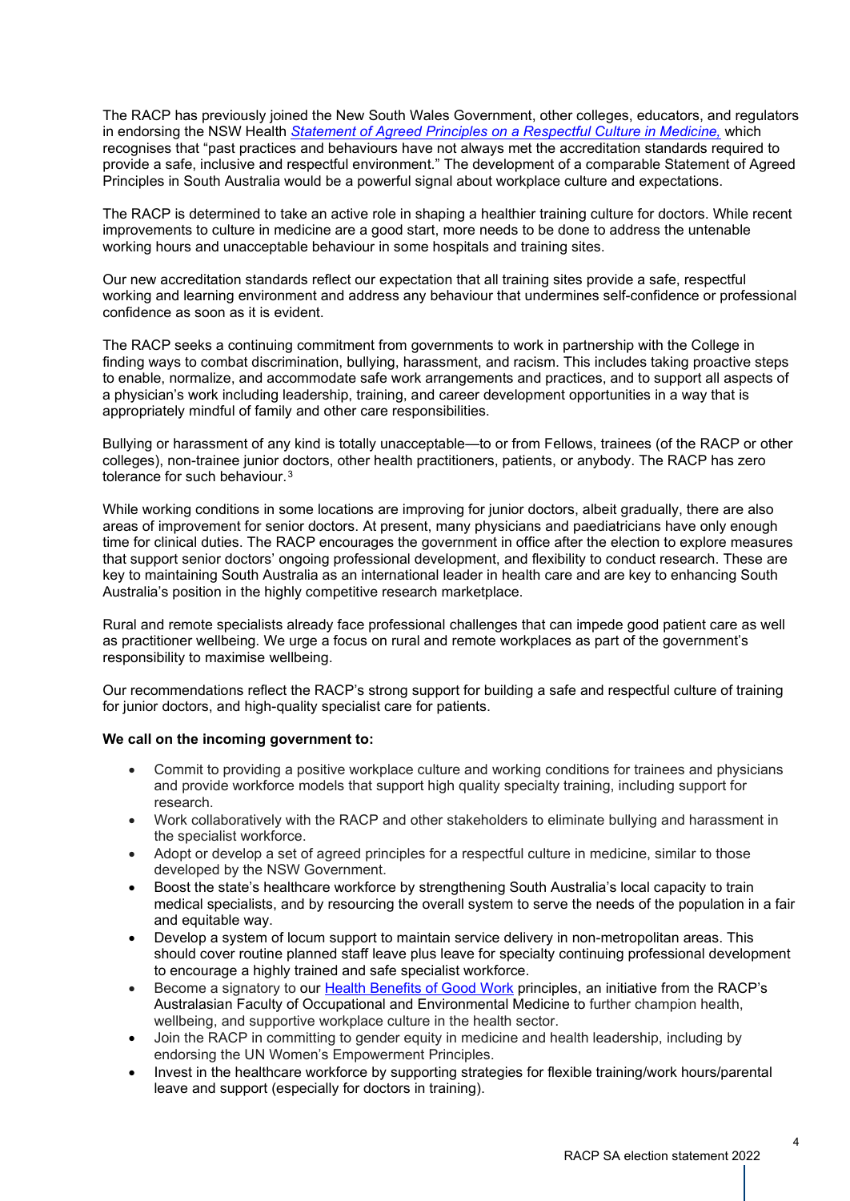The RACP has previously joined the New South Wales Government, other colleges, educators, and regulators in endorsing the NSW Health *[Statement of Agreed Principles on a Respectful Culture in Medicine](#)*, which recognises that "past practices and behaviours have not always met the accreditation standards required to provide a safe, inclusive and respectful environment." The development of a comparable Statement of Agreed Principles in South Australia would be a powerful signal about workplace culture and expectations.

The RACP is determined to take an active role in shaping a healthier training culture for doctors. While recent improvements to culture in medicine are a good start, more needs to be done to address the untenable working hours and unacceptable behaviour in some hospitals and training sites.

Our new accreditation standards reflect our expectation that all training sites provide a safe, respectful working and learning environment and address any behaviour that undermines self-confidence or professional confidence as soon as it is evident.

The RACP seeks a continuing commitment from governments to work in partnership with the College in finding ways to combat discrimination, bullying, harassment, and racism. This includes taking proactive steps to enable, normalize, and accommodate safe work arrangements and practices, and to support all aspects of a physician's work including leadership, training, and career development opportunities in a way that is appropriately mindful of family and other care responsibilities.

Bullying or harassment of any kind is totally unacceptable—to or from Fellows, trainees (of the RACP or other colleges), non-trainee junior doctors, other health practitioners, patients, or anybody. The RACP has zero tolerance for such behaviour.[3]

While working conditions in some locations are improving for junior doctors, albeit gradually, there are also areas of improvement for senior doctors. At present, many physicians and paediatricians have only enough time for clinical duties. The RACP encourages the government in office after the election to explore measures that support senior doctors' ongoing professional development, and flexibility to conduct research. These are key to maintaining South Australia as an international leader in health care and are key to enhancing South Australia's position in the highly competitive research marketplace.

Rural and remote specialists already face professional challenges that can impede good patient care as well as practitioner wellbeing. We urge a focus on rural and remote workplaces as part of the government's responsibility to maximise wellbeing.

Our recommendations reflect the RACP's strong support for building a safe and respectful culture of training for junior doctors, and high-quality specialist care for patients.

**We call on the incoming government to:**

- Commit to providing a positive workplace culture and working conditions for trainees and physicians and provide workforce models that support high quality specialty training, including support for research.
- Work collaboratively with the RACP and other stakeholders to eliminate bullying and harassment in the specialist workforce.
- Adopt or develop a set of agreed principles for a respectful culture in medicine, similar to those developed by the NSW Government.
- Boost the state's healthcare workforce by strengthening South Australia's local capacity to train medical specialists, and by resourcing the overall system to serve the needs of the population in a fair and equitable way.
- Develop a system of locum support to maintain service delivery in non-metropolitan areas. This should cover routine planned staff leave plus leave for specialty continuing professional development to encourage a highly trained and safe specialist workforce.
- Become a signatory to our [Health Benefits of Good Work](#) principles, an initiative from the RACP's Australasian Faculty of Occupational and Environmental Medicine to further champion health, wellbeing, and supportive workplace culture in the health sector.
- Join the RACP in committing to gender equity in medicine and health leadership, including by endorsing the UN Women's Empowerment Principles.
- Invest in the healthcare workforce by supporting strategies for flexible training/work hours/parental leave and support (especially for doctors in training).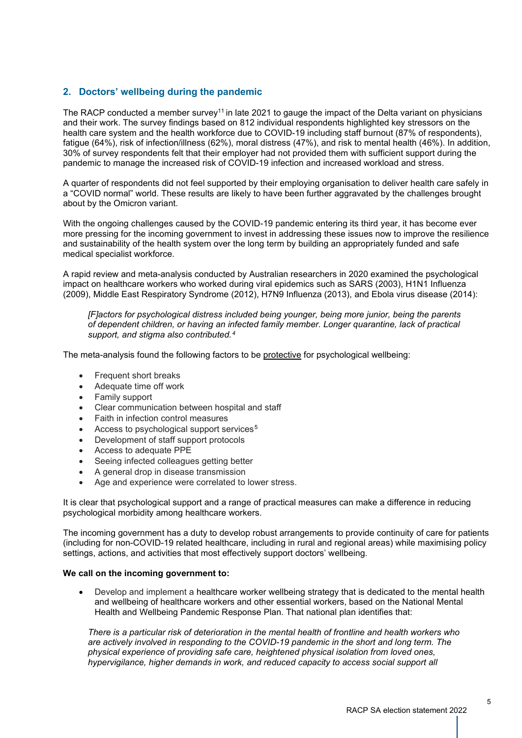## 2. Doctors' wellbeing during the pandemic

The RACP conducted a member survey[11] in late 2021 to gauge the impact of the Delta variant on physicians and their work. The survey findings based on 812 individual respondents highlighted key stressors on the health care system and the health workforce due to COVID-19 including staff burnout (87% of respondents), fatigue (64%), risk of infection/illness (62%), moral distress (47%), and risk to mental health (46%). In addition, 30% of survey respondents felt that their employer had not provided them with sufficient support during the pandemic to manage the increased risk of COVID-19 infection and increased workload and stress.

A quarter of respondents did not feel supported by their employing organisation to deliver health care safely in a "COVID normal" world. These results are likely to have been further aggravated by the challenges brought about by the Omicron variant.

With the ongoing challenges caused by the COVID-19 pandemic entering its third year, it has become ever more pressing for the incoming government to invest in addressing these issues now to improve the resilience and sustainability of the health system over the long term by building an appropriately funded and safe medical specialist workforce.

A rapid review and meta-analysis conducted by Australian researchers in 2020 examined the psychological impact on healthcare workers who worked during viral epidemics such as SARS (2003), H1N1 Influenza (2009), Middle East Respiratory Syndrome (2012), H7N9 Influenza (2013), and Ebola virus disease (2014):

> *[F]actors for psychological distress included being younger, being more junior, being the parents of dependent children, or having an infected family member. Longer quarantine, lack of practical support, and stigma also contributed.*[4]

The meta-analysis found the following factors to be protective for psychological wellbeing:

- Frequent short breaks
- Adequate time off work
- Family support
- Clear communication between hospital and staff
- Faith in infection control measures
- Access to psychological support services[5]
- Development of staff support protocols
- Access to adequate PPE
- Seeing infected colleagues getting better
- A general drop in disease transmission
- Age and experience were correlated to lower stress.

It is clear that psychological support and a range of practical measures can make a difference in reducing psychological morbidity among healthcare workers.

The incoming government has a duty to develop robust arrangements to provide continuity of care for patients (including for non-COVID-19 related healthcare, including in rural and regional areas) while maximising policy settings, actions, and activities that most effectively support doctors' wellbeing.

**We call on the incoming government to:**

- Develop and implement a healthcare worker wellbeing strategy that is dedicated to the mental health and wellbeing of healthcare workers and other essential workers, based on the National Mental Health and Wellbeing Pandemic Response Plan. That national plan identifies that:

> *There is a particular risk of deterioration in the mental health of frontline and health workers who are actively involved in responding to the COVID-19 pandemic in the short and long term. The physical experience of providing safe care, heightened physical isolation from loved ones, hypervigilance, higher demands in work, and reduced capacity to access social support all*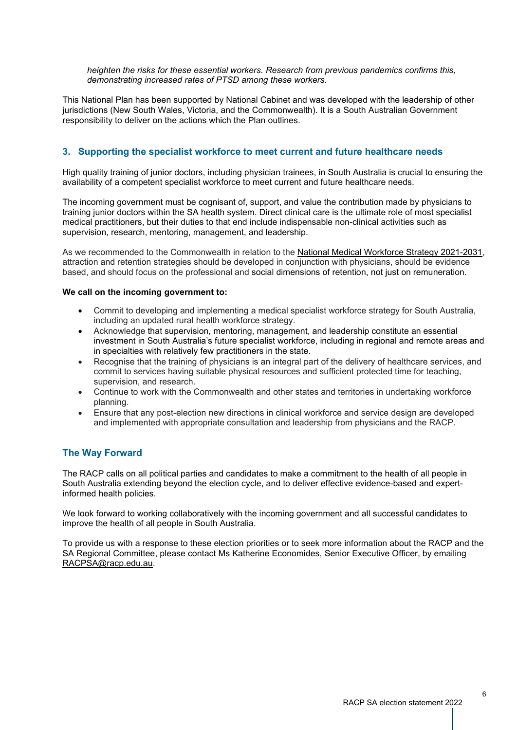*heighten the risks for these essential workers. Research from previous pandemics confirms this, demonstrating increased rates of PTSD among these workers.*

This National Plan has been supported by National Cabinet and was developed with the leadership of other jurisdictions (New South Wales, Victoria, and the Commonwealth). It is a South Australian Government responsibility to deliver on the actions which the Plan outlines.

## 3. Supporting the specialist workforce to meet current and future healthcare needs

High quality training of junior doctors, including physician trainees, in South Australia is crucial to ensuring the availability of a competent specialist workforce to meet current and future healthcare needs.

The incoming government must be cognisant of, support, and value the contribution made by physicians to training junior doctors within the SA health system. Direct clinical care is the ultimate role of most specialist medical practitioners, but their duties to that end include indispensable non-clinical activities such as supervision, research, mentoring, management, and leadership.

As we recommended to the Commonwealth in relation to the National Medical Workforce Strategy 2021-2031, attraction and retention strategies should be developed in conjunction with physicians, should be evidence based, and should focus on the professional and social dimensions of retention, not just on remuneration.

**We call on the incoming government to:**

- Commit to developing and implementing a medical specialist workforce strategy for South Australia, including an updated rural health workforce strategy.
- Acknowledge that supervision, mentoring, management, and leadership constitute an essential investment in South Australia's future specialist workforce, including in regional and remote areas and in specialties with relatively few practitioners in the state.
- Recognise that the training of physicians is an integral part of the delivery of healthcare services, and commit to services having suitable physical resources and sufficient protected time for teaching, supervision, and research.
- Continue to work with the Commonwealth and other states and territories in undertaking workforce planning.
- Ensure that any post-election new directions in clinical workforce and service design are developed and implemented with appropriate consultation and leadership from physicians and the RACP.

## The Way Forward

The RACP calls on all political parties and candidates to make a commitment to the health of all people in South Australia extending beyond the election cycle, and to deliver effective evidence-based and expert-informed health policies.

We look forward to working collaboratively with the incoming government and all successful candidates to improve the health of all people in South Australia.

To provide us with a response to these election priorities or to seek more information about the RACP and the SA Regional Committee, please contact Ms Katherine Economides, Senior Executive Officer, by emailing RACPSA@racp.edu.au.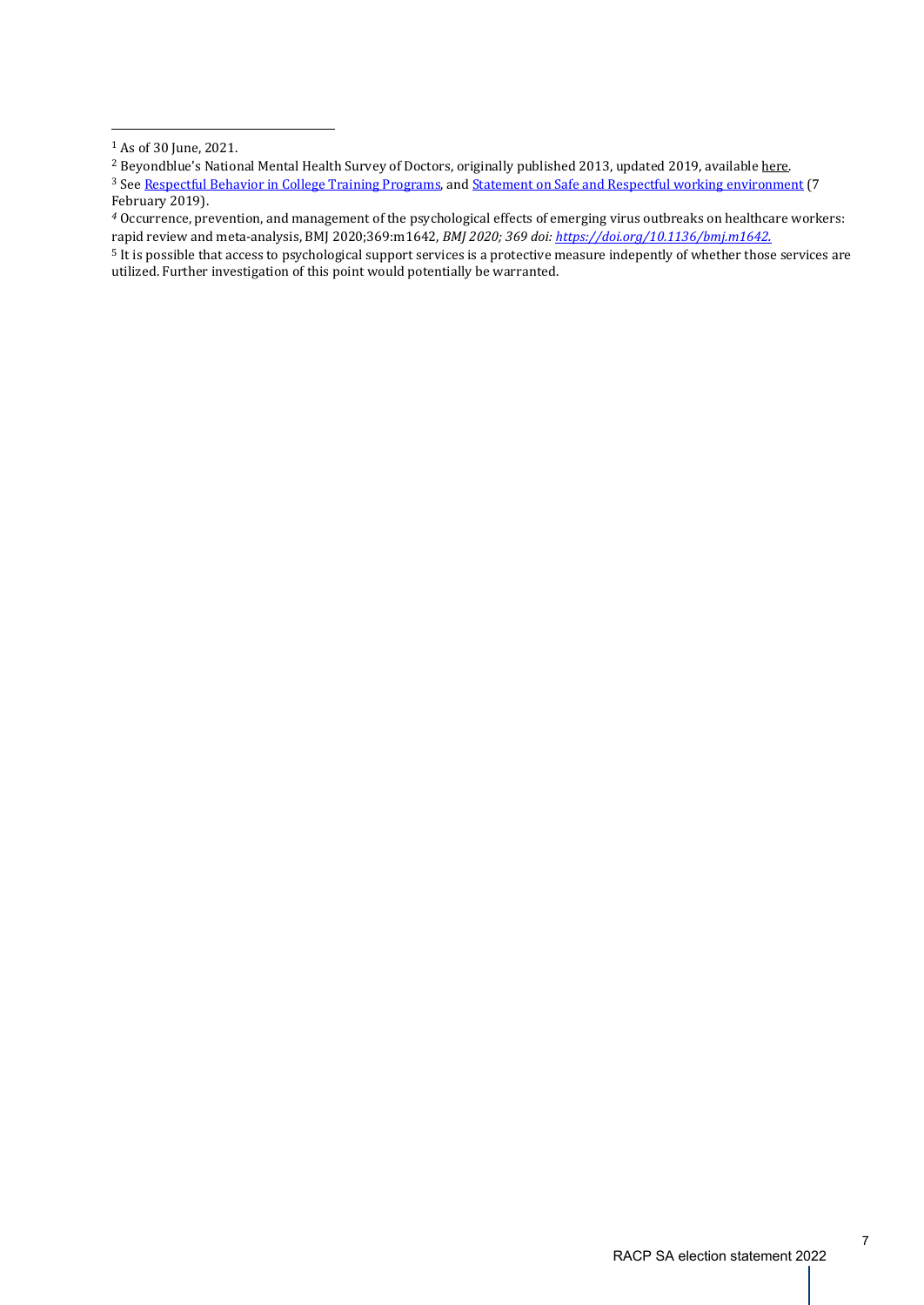[1] As of 30 June, 2021.

[2] Beyondblue's National Mental Health Survey of Doctors, originally published 2013, updated 2019, available here.

[3] See Respectful Behavior in College Training Programs, and Statement on Safe and Respectful working environment (7 February 2019).

[4] Occurrence, prevention, and management of the psychological effects of emerging virus outbreaks on healthcare workers: rapid review and meta-analysis, BMJ 2020;369:m1642, *BMJ 2020; 369 doi: https://doi.org/10.1136/bmj.m1642.*

[5] It is possible that access to psychological support services is a protective measure indepently of whether those services are utilized. Further investigation of this point would potentially be warranted.